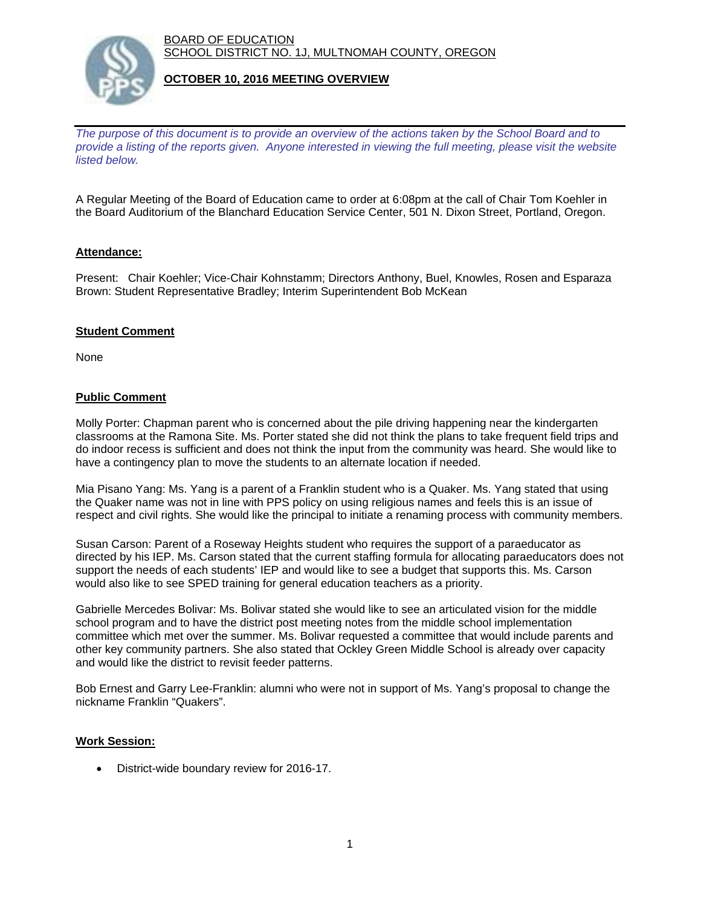BOARD OF EDUCATION
SCHOOL DISTRICT NO. 1J, MULTNOMAH COUNTY, OREGON

# OCTOBER 10, 2016 MEETING OVERVIEW

*The purpose of this document is to provide an overview of the actions taken by the School Board and to provide a listing of the reports given. Anyone interested in viewing the full meeting, please visit the website listed below.*

A Regular Meeting of the Board of Education came to order at 6:08pm at the call of Chair Tom Koehler in the Board Auditorium of the Blanchard Education Service Center, 501 N. Dixon Street, Portland, Oregon.

## Attendance:

Present: Chair Koehler; Vice-Chair Kohnstamm; Directors Anthony, Buel, Knowles, Rosen and Esparaza Brown: Student Representative Bradley; Interim Superintendent Bob McKean

## Student Comment

None

## Public Comment

Molly Porter: Chapman parent who is concerned about the pile driving happening near the kindergarten classrooms at the Ramona Site. Ms. Porter stated she did not think the plans to take frequent field trips and do indoor recess is sufficient and does not think the input from the community was heard. She would like to have a contingency plan to move the students to an alternate location if needed.

Mia Pisano Yang: Ms. Yang is a parent of a Franklin student who is a Quaker. Ms. Yang stated that using the Quaker name was not in line with PPS policy on using religious names and feels this is an issue of respect and civil rights. She would like the principal to initiate a renaming process with community members.

Susan Carson: Parent of a Roseway Heights student who requires the support of a paraeducator as directed by his IEP. Ms. Carson stated that the current staffing formula for allocating paraeducators does not support the needs of each students' IEP and would like to see a budget that supports this. Ms. Carson would also like to see SPED training for general education teachers as a priority.

Gabrielle Mercedes Bolivar: Ms. Bolivar stated she would like to see an articulated vision for the middle school program and to have the district post meeting notes from the middle school implementation committee which met over the summer. Ms. Bolivar requested a committee that would include parents and other key community partners. She also stated that Ockley Green Middle School is already over capacity and would like the district to revisit feeder patterns.

Bob Ernest and Garry Lee-Franklin: alumni who were not in support of Ms. Yang's proposal to change the nickname Franklin "Quakers".

## Work Session:

- District-wide boundary review for 2016-17.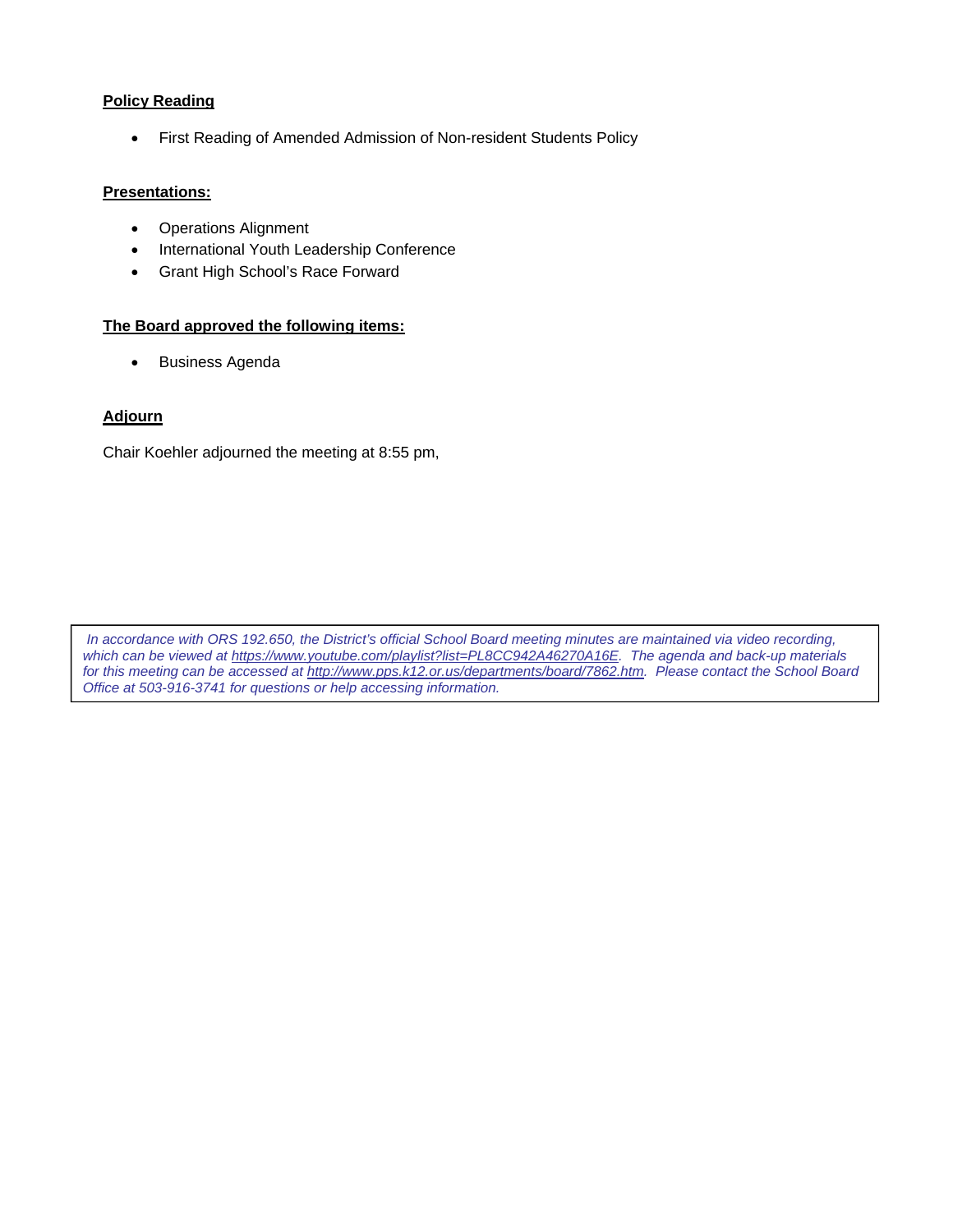**Policy Reading**

- First Reading of Amended Admission of Non-resident Students Policy

**Presentations:**

- Operations Alignment
- International Youth Leadership Conference
- Grant High School's Race Forward

**The Board approved the following items:**

- Business Agenda

**Adjourn**

Chair Koehler adjourned the meeting at 8:55 pm,

*In accordance with ORS 192.650, the District's official School Board meeting minutes are maintained via video recording, which can be viewed at https://www.youtube.com/playlist?list=PL8CC942A46270A16E. The agenda and back-up materials for this meeting can be accessed at http://www.pps.k12.or.us/departments/board/7862.htm. Please contact the School Board Office at 503-916-3741 for questions or help accessing information.*